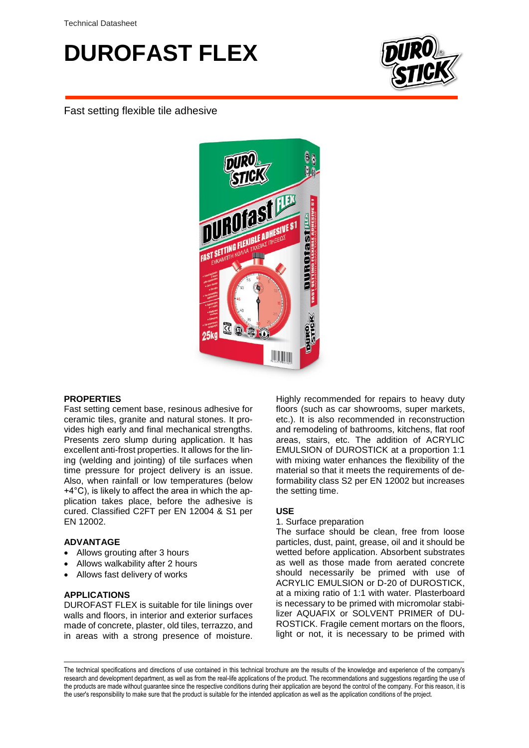# DUROFAST FLEX

Fast setting flexible tile adhesive

### PROPERTIES

Fast setting cement base, resinous adhesive for ceramic tiles, granite and natural stones. It provides high early and final mechanical strengths. Presents zero slump during application. It has excellent anti-frost properties. It allows for the lining (welding and jointing) of tile surfaces when time pressure for project delivery is an issue. Also, when rainfall or low temperatures (below +4°C), is likely to affect the area in which the application takes place, before the adhesive is cured. Classified C2FT per EN 12004 & S1 per EN 12002.

### ADVANTAGE

- Allows grouting after 3 hours
- Allows walkability after 2 hours
- Allows fast delivery of works

### APPLICATIONS

DUROFAST FLEX is suitable for tile linings over walls and floors, in interior and exterior surfaces made of concrete, plaster, old tiles, terrazzo, and in areas with a strong presence of moisture. Highly recommended for repairs to heavy duty floors (such as car showrooms, super markets, etc.). It is also recommended in reconstruction and remodeling of bathrooms, kitchens, flat roof areas, stairs, etc. The addition of ACRYLIC EMULSION of DUROSTICK at a proportion 1:1 with mixing water enhances the flexibility of the material so that it meets the requirements of deformability class S2 per EN 12002 but increases the setting time.

### USE

1. Surface preparation

The surface should be clean, free from loose particles, dust, paint, grease, oil and it should be wetted before application. Absorbent substrates as well as those made from aerated concrete should necessarily be primed with use of ACRYLIC EMULSION or D-20 of DUROSTICK, at a mixing ratio of 1:1 with water. Plasterboard is necessary to be primed with micromolar stabilizer AQUAFIX or SOLVENT PRIMER of DUROSTICK. Fragile cement mortars on the floors, light or not, it is necessary to be primed with

The technical specifications and directions of use contained in this technical brochure are the results of the knowledge and experience of the company's research and development department, as well as from the real-life applications of the product. The recommendations and suggestions regarding the use of the products are made without guarantee since the respective conditions during their application are beyond the control of the company. For this reason, it is the user's responsibility to make sure that the product is suitable for the intended application as well as the application conditions of the project.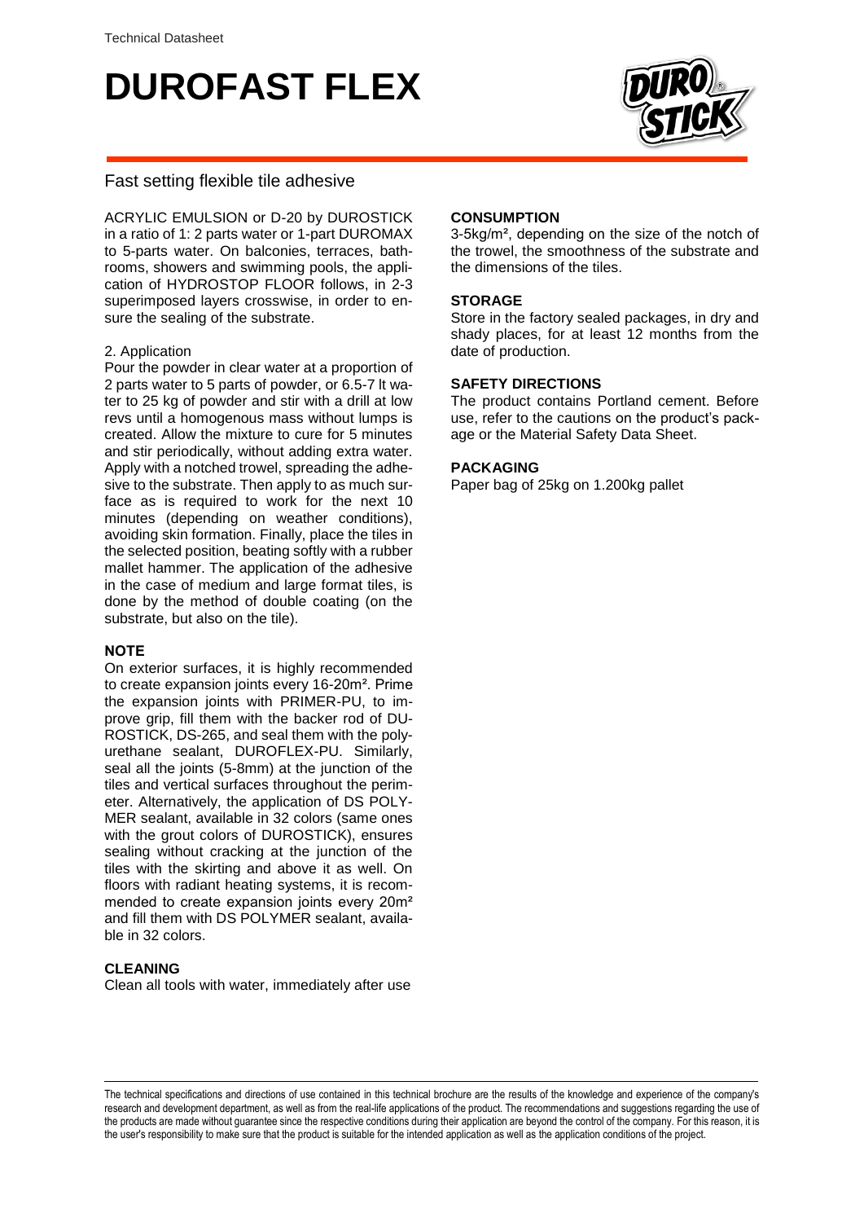# DUROFAST FLEX

Fast setting flexible tile adhesive

ACRYLIC EMULSION or D-20 by DUROSTICK in a ratio of 1: 2 parts water or 1-part DUROMAX to 5-parts water. On balconies, terraces, bathrooms, showers and swimming pools, the application of HYDROSTOP FLOOR follows, in 2-3 superimposed layers crosswise, in order to ensure the sealing of the substrate.

2. Application

Pour the powder in clear water at a proportion of 2 parts water to 5 parts of powder, or 6.5-7 lt water to 25 kg of powder and stir with a drill at low revs until a homogenous mass without lumps is created. Allow the mixture to cure for 5 minutes and stir periodically, without adding extra water. Apply with a notched trowel, spreading the adhesive to the substrate. Then apply to as much surface as is required to work for the next 10 minutes (depending on weather conditions), avoiding skin formation. Finally, place the tiles in the selected position, beating softly with a rubber mallet hammer. The application of the adhesive in the case of medium and large format tiles, is done by the method of double coating (on the substrate, but also on the tile).

### NOTE

On exterior surfaces, it is highly recommended to create expansion joints every 16-20m². Prime the expansion joints with PRIMER-PU, to improve grip, fill them with the backer rod of DUROSTICK, DS-265, and seal them with the polyurethane sealant, DUROFLEX-PU. Similarly, seal all the joints (5-8mm) at the junction of the tiles and vertical surfaces throughout the perimeter. Alternatively, the application of DS POLYMER sealant, available in 32 colors (same ones with the grout colors of DUROSTICK), ensures sealing without cracking at the junction of the tiles with the skirting and above it as well. On floors with radiant heating systems, it is recommended to create expansion joints every 20m² and fill them with DS POLYMER sealant, available in 32 colors.

### CLEANING

Clean all tools with water, immediately after use

### CONSUMPTION

3-5kg/m², depending on the size of the notch of the trowel, the smoothness of the substrate and the dimensions of the tiles.

### STORAGE

Store in the factory sealed packages, in dry and shady places, for at least 12 months from the date of production.

### SAFETY DIRECTIONS

The product contains Portland cement. Before use, refer to the cautions on the product's package or the Material Safety Data Sheet.

### PACKAGING

Paper bag of 25kg on 1.200kg pallet

The technical specifications and directions of use contained in this technical brochure are the results of the knowledge and experience of the company's research and development department, as well as from the real-life applications of the product. The recommendations and suggestions regarding the use of the products are made without guarantee since the respective conditions during their application are beyond the control of the company. For this reason, it is the user's responsibility to make sure that the product is suitable for the intended application as well as the application conditions of the project.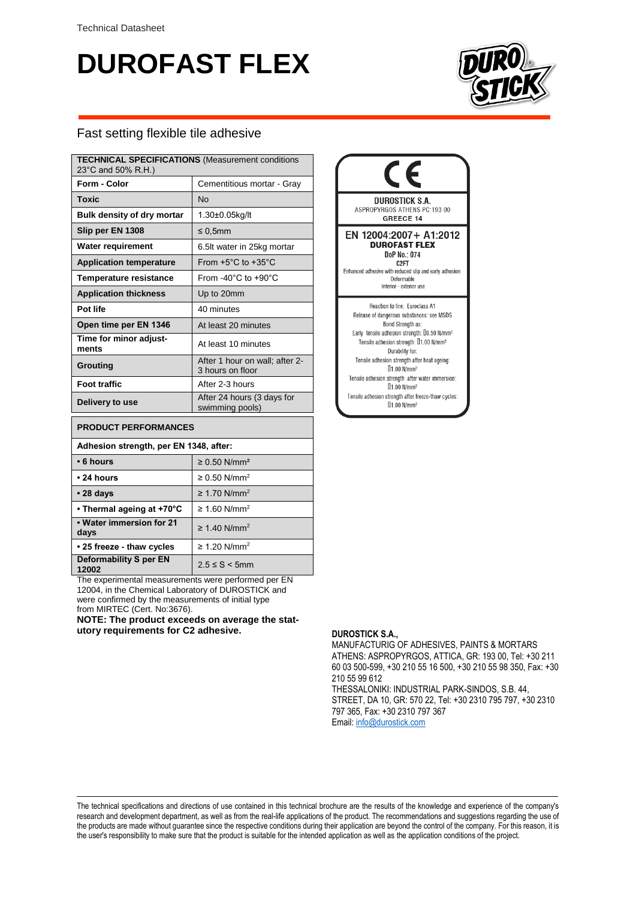Technical Datasheet

# DUROFAST FLEX

## Fast setting flexible tile adhesive

| **TECHNICAL SPECIFICATIONS** (Measurement conditions 23°C and 50% R.H.) | |
|---|---|
| **Form - Color** | Cementitious mortar - Gray |
| **Toxic** | No |
| **Bulk density of dry mortar** | 1.30±0.05kg/lt |
| **Slip per EN 1308** | ≤ 0,5mm |
| **Water requirement** | 6.5lt water in 25kg mortar |
| **Application temperature** | From +5°C to +35°C |
| **Temperature resistance** | From -40°C to +90°C |
| **Application thickness** | Up to 20mm |
| **Pot life** | 40 minutes |
| **Open time per EN 1346** | At least 20 minutes |
| **Time for minor adjust-ments** | At least 10 minutes |
| **Grouting** | After 1 hour on wall; after 2-3 hours on floor |
| **Foot traffic** | After 2-3 hours |
| **Delivery to use** | After 24 hours (3 days for swimming pools) |

| **PRODUCT PERFORMANCES** | |
|---|---|
| **Adhesion strength, per EN 1348, after:** | |
| **• 6 hours** | ≥ 0.50 N/mm² |
| **• 24 hours** | ≥ 0.50 N/mm² |
| **• 28 days** | ≥ 1.70 N/mm² |
| **• Thermal ageing at +70°C** | ≥ 1.60 N/mm² |
| **• Water immersion for 21 days** | ≥ 1.40 N/mm² |
| **• 25 freeze - thaw cycles** | ≥ 1.20 N/mm² |
| **Deformability S per EN 12002** | 2.5 ≤ S < 5mm |

The experimental measurements were performed per EN 12004, in the Chemical Laboratory of DUROSTICK and were confirmed by the measurements of initial type from MIRTEC (Cert. No:3676).

**NOTE: The product exceeds on average the statutory requirements for C2 adhesive.**

CE

**DUROSTICK S.A.**
ASPROPYRGOS ATHENS PC:193 00
**GREECE 14**

**EN 12004:2007+ A1:2012**
**DUROFAST FLEX**
**DoP No.: 074**
**C2FT**
Enhanced adhesive with reduced slip and early adhesion
Deformable
Interior - exterior use

Reaction to fire: Euroclass A1
Release of dangerous substances: see MSDS
Bond Strength as:
Early tensile adhesion strength: ≥0.50 N/mm²
Tensile adhesion strength: ≥1.00 N/mm²
Durability for:
Tensile adhesion strength after heat ageing: ≥1.00 N/mm²
Tensile adhesion strength after water immersion: ≥1.00 N/mm²
Tensile adhesion strength after freeze-thaw cycles: ≥1.00 N/mm²

**DUROSTICK S.A.,**
MANUFACTURIG OF ADHESIVES, PAINTS & MORTARS
ATHENS: ASPROPYRGOS, ATTICA, GR: 193 00, Tel: +30 211 60 03 500-599, +30 210 55 16 500, +30 210 55 98 350, Fax: +30 210 55 99 612
THESSALONIKI: INDUSTRIAL PARK-SINDOS, S.B. 44, STREET, DA 10, GR: 570 22, Tel: +30 2310 795 797, +30 2310 797 365, Fax: +30 2310 797 367
Email: info@durostick.com

The technical specifications and directions of use contained in this technical brochure are the results of the knowledge and experience of the company's research and development department, as well as from the real-life applications of the product. The recommendations and suggestions regarding the use of the products are made without guarantee since the respective conditions during their application are beyond the control of the company. For this reason, it is the user's responsibility to make sure that the product is suitable for the intended application as well as the application conditions of the project.